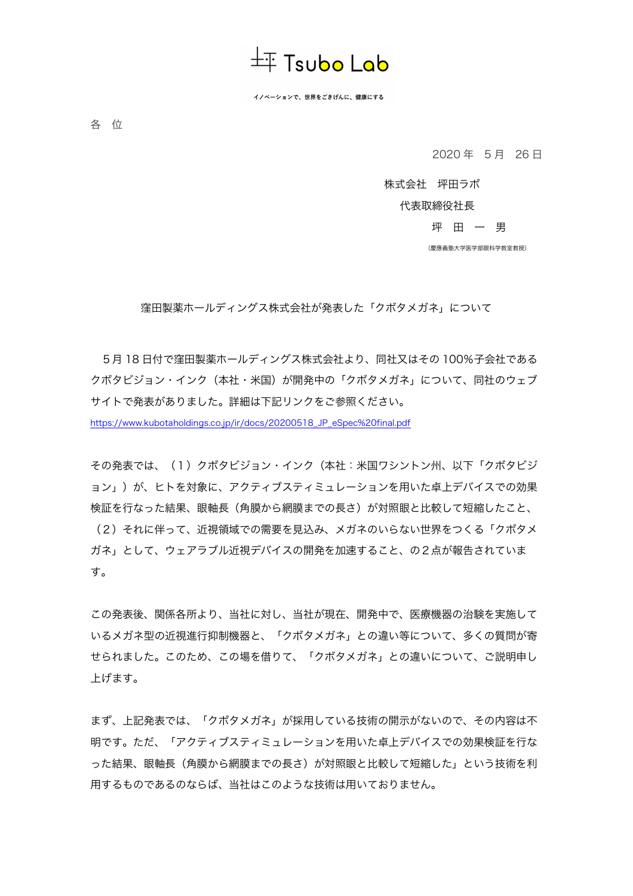坪 Tsubo Lab

イノベーションで、世界をごきげんに、健康にする

各　位

2020 年　5 月　26 日

株式会社　坪田ラボ

代表取締役社長

坪　田　一　男

（慶應義塾大学医学部眼科学教室教授）

窪田製薬ホールディングス株式会社が発表した「クボタメガネ」について

５月 18 日付で窪田製薬ホールディングス株式会社より、同社又はその 100%子会社であるクボタビジョン・インク（本社・米国）が開発中の「クボタメガネ」について、同社のウェブサイトで発表がありました。詳細は下記リンクをご参照ください。

https://www.kubotaholdings.co.jp/ir/docs/20200518_JP_eSpec%20final.pdf

その発表では、（１）クボタビジョン・インク（本社：米国ワシントン州、以下「クボタビジョン」）が、ヒトを対象に、アクティブスティミュレーションを用いた卓上デバイスでの効果検証を行なった結果、眼軸長（角膜から網膜までの長さ）が対照眼と比較して短縮したこと、（２）それに伴って、近視領域での需要を見込み、メガネのいらない世界をつくる「クボタメガネ」として、ウェアラブル近視デバイスの開発を加速すること、の２点が報告されています。

この発表後、関係各所より、当社に対し、当社が現在、開発中で、医療機器の治験を実施しているメガネ型の近視進行抑制機器と、「クボタメガネ」との違い等について、多くの質問が寄せられました。このため、この場を借りて、「クボタメガネ」との違いについて、ご説明申し上げます。

まず、上記発表では、「クボタメガネ」が採用している技術の開示がないので、その内容は不明です。ただ、「アクティブスティミュレーションを用いた卓上デバイスでの効果検証を行なった結果、眼軸長（角膜から網膜までの長さ）が対照眼と比較して短縮した」という技術を利用するものであるのならば、当社はこのような技術は用いておりません。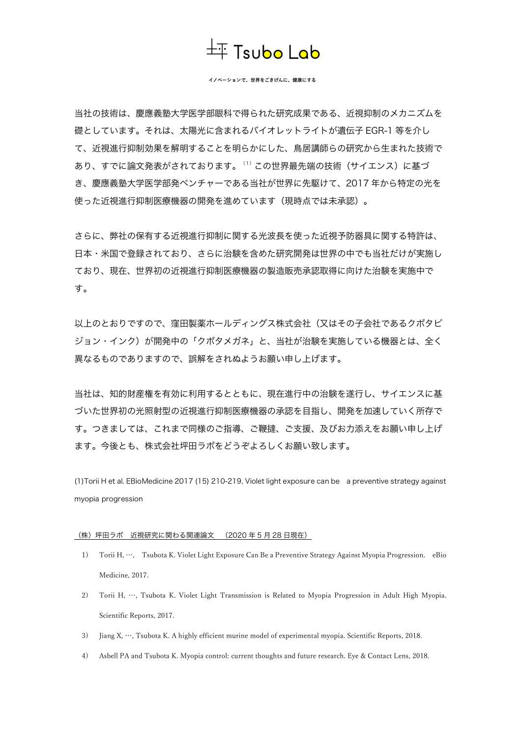坪 Tsubo Lab

イノベーションで、世界をごきげんに、健康にする

当社の技術は、慶應義塾大学医学部眼科で得られた研究成果である、近視抑制のメカニズムを礎としています。それは、太陽光に含まれるバイオレットライトが遺伝子 EGR-1 等を介して、近視進行抑制効果を解明することを明らかにした、鳥居講師らの研究から生まれた技術であり、すでに論文発表がされております。[1] この世界最先端の技術（サイエンス）に基づき、慶應義塾大学医学部発ベンチャーである当社が世界に先駆けて、2017 年から特定の光を使った近視進行抑制医療機器の開発を進めています（現時点では未承認）。

さらに、弊社の保有する近視進行抑制に関する光波長を使った近視予防器具に関する特許は、日本・米国で登録されており、さらに治験を含めた研究開発は世界の中でも当社だけが実施しており、現在、世界初の近視進行抑制医療機器の製造販売承認取得に向けた治験を実施中です。

以上のとおりですので、窪田製薬ホールディングス株式会社（又はその子会社であるクボタビジョン・インク）が開発中の「クボタメガネ」と、当社が治験を実施している機器とは、全く異なるものでありますので、誤解をされぬようお願い申し上げます。

当社は、知的財産権を有効に利用するとともに、現在進行中の治験を遂行し、サイエンスに基づいた世界初の光照射型の近視進行抑制医療機器の承認を目指し、開発を加速していく所存です。つきましては、これまで同様のご指導、ご鞭撻、ご支援、及びお力添えをお願い申し上げます。今後とも、株式会社坪田ラボをどうぞよろしくお願い致します。

(1)Torii H et al. EBioMedicine 2017 (15) 210-219, Violet light exposure can be　a preventive strategy against myopia progression

（株）坪田ラボ　近視研究に関わる関連論文　（2020 年 5 月 28 日現在）

1) Torii H, …,　Tsubota K. Violet Light Exposure Can Be a Preventive Strategy Against Myopia Progression.　eBio Medicine, 2017.
2) Torii H, …, Tsubota K. Violet Light Transmission is Related to Myopia Progression in Adult High Myopia. Scientific Reports, 2017.
3) Jiang X, …, Tsubota K. A highly efficient murine model of experimental myopia. Scientific Reports, 2018.
4) Asbell PA and Tsubota K. Myopia control: current thoughts and future research. Eye & Contact Lens, 2018.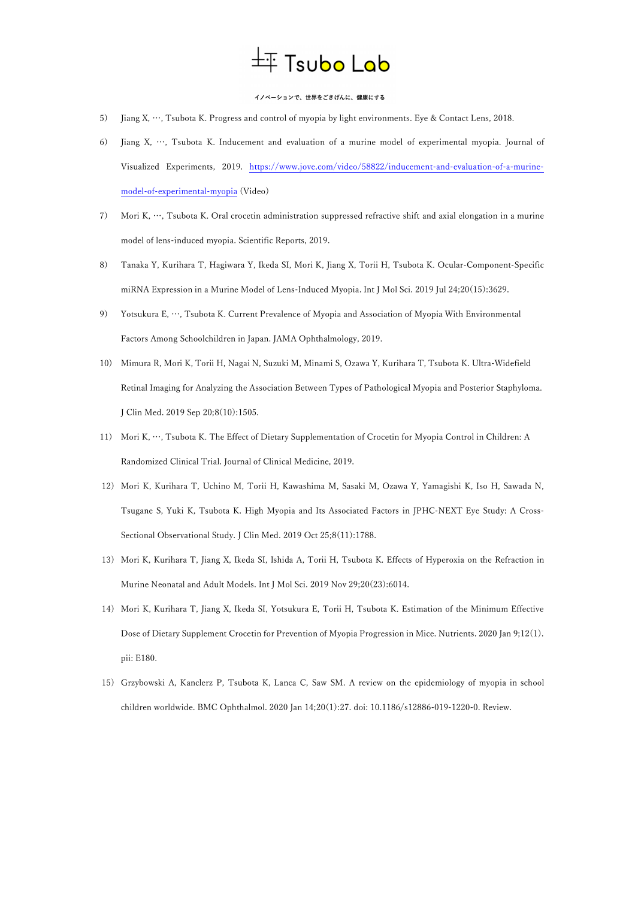5) Jiang X, …, Tsubota K. Progress and control of myopia by light environments. Eye & Contact Lens, 2018.

6) Jiang X, …, Tsubota K. Inducement and evaluation of a murine model of experimental myopia. Journal of Visualized Experiments, 2019. https://www.jove.com/video/58822/inducement-and-evaluation-of-a-murine-model-of-experimental-myopia (Video)

7) Mori K, …, Tsubota K. Oral crocetin administration suppressed refractive shift and axial elongation in a murine model of lens-induced myopia. Scientific Reports, 2019.

8) Tanaka Y, Kurihara T, Hagiwara Y, Ikeda SI, Mori K, Jiang X, Torii H, Tsubota K. Ocular-Component-Specific miRNA Expression in a Murine Model of Lens-Induced Myopia. Int J Mol Sci. 2019 Jul 24;20(15):3629.

9) Yotsukura E, …, Tsubota K. Current Prevalence of Myopia and Association of Myopia With Environmental Factors Among Schoolchildren in Japan. JAMA Ophthalmology, 2019.

10) Mimura R, Mori K, Torii H, Nagai N, Suzuki M, Minami S, Ozawa Y, Kurihara T, Tsubota K. Ultra-Widefield Retinal Imaging for Analyzing the Association Between Types of Pathological Myopia and Posterior Staphyloma. J Clin Med. 2019 Sep 20;8(10):1505.

11) Mori K, …, Tsubota K. The Effect of Dietary Supplementation of Crocetin for Myopia Control in Children: A Randomized Clinical Trial. Journal of Clinical Medicine, 2019.

12) Mori K, Kurihara T, Uchino M, Torii H, Kawashima M, Sasaki M, Ozawa Y, Yamagishi K, Iso H, Sawada N, Tsugane S, Yuki K, Tsubota K. High Myopia and Its Associated Factors in JPHC-NEXT Eye Study: A Cross-Sectional Observational Study. J Clin Med. 2019 Oct 25;8(11):1788.

13) Mori K, Kurihara T, Jiang X, Ikeda SI, Ishida A, Torii H, Tsubota K. Effects of Hyperoxia on the Refraction in Murine Neonatal and Adult Models. Int J Mol Sci. 2019 Nov 29;20(23):6014.

14) Mori K, Kurihara T, Jiang X, Ikeda SI, Yotsukura E, Torii H, Tsubota K. Estimation of the Minimum Effective Dose of Dietary Supplement Crocetin for Prevention of Myopia Progression in Mice. Nutrients. 2020 Jan 9;12(1). pii: E180.

15) Grzybowski A, Kanclerz P, Tsubota K, Lanca C, Saw SM. A review on the epidemiology of myopia in school children worldwide. BMC Ophthalmol. 2020 Jan 14;20(1):27. doi: 10.1186/s12886-019-1220-0. Review.